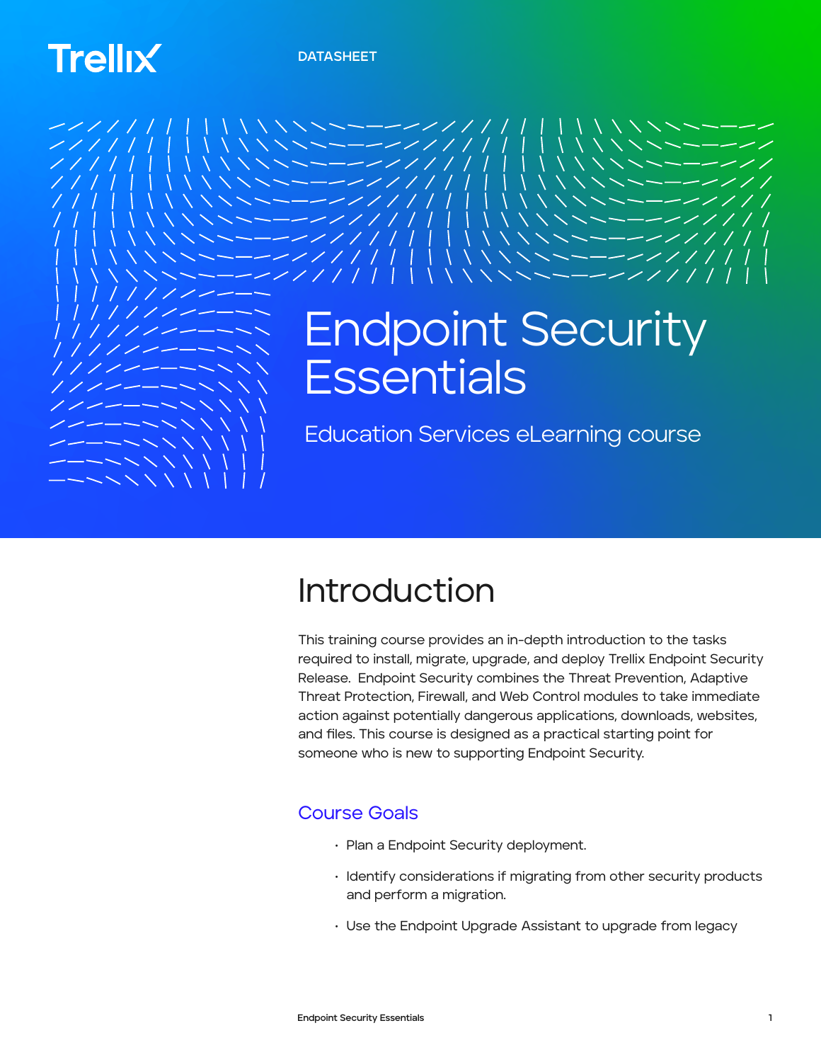Trellix

DATASHEET

# Endpoint Security Essentials

Education Services eLearning course

## Introduction

This training course provides an in-depth introduction to the tasks required to install, migrate, upgrade, and deploy Trellix Endpoint Security Release.  Endpoint Security combines the Threat Prevention, Adaptive Threat Protection, Firewall, and Web Control modules to take immediate action against potentially dangerous applications, downloads, websites, and files. This course is designed as a practical starting point for someone who is new to supporting Endpoint Security.

### Course Goals

- Plan a Endpoint Security deployment.
- Identify considerations if migrating from other security products and perform a migration.
- Use the Endpoint Upgrade Assistant to upgrade from legacy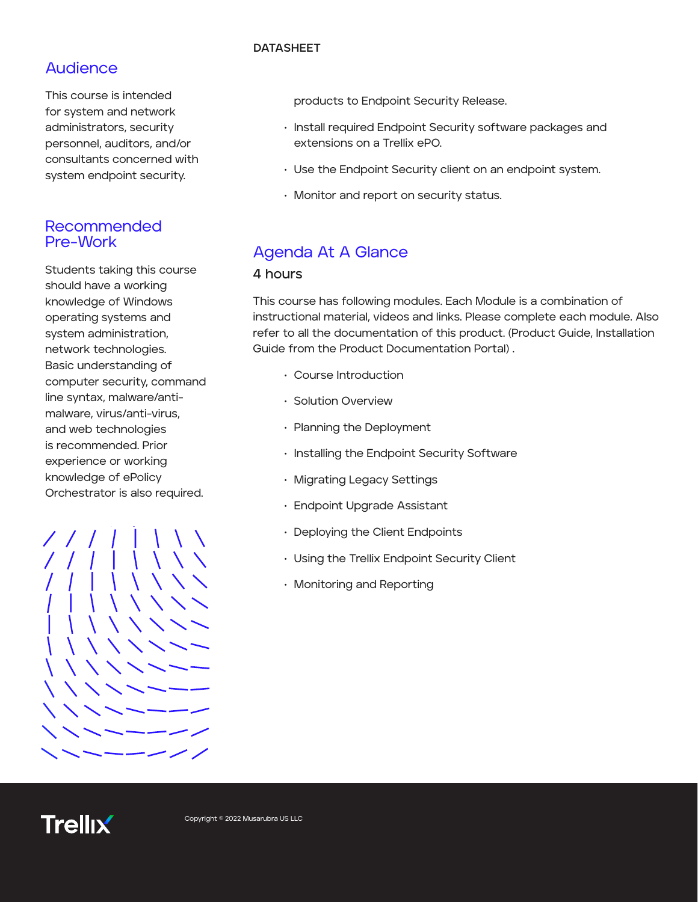## Audience

This course is intended for system and network administrators, security personnel, auditors, and/or consultants concerned with system endpoint security.

## Recommended Pre-Work

Students taking this course should have a working knowledge of Windows operating systems and system administration, network technologies. Basic understanding of computer security, command line syntax, malware/anti-malware, virus/anti-virus, and web technologies is recommended. Prior experience or working knowledge of ePolicy Orchestrator is also required.

products to Endpoint Security Release.

- Install required Endpoint Security software packages and extensions on a Trellix ePO.
- Use the Endpoint Security client on an endpoint system.
- Monitor and report on security status.

## Agenda At A Glance

### 4 hours

This course has following modules. Each Module is a combination of instructional material, videos and links. Please complete each module. Also refer to all the documentation of this product. (Product Guide, Installation Guide from the Product Documentation Portal) .

- Course Introduction
- Solution Overview
- Planning the Deployment
- Installing the Endpoint Security Software
- Migrating Legacy Settings
- Endpoint Upgrade Assistant
- Deploying the Client Endpoints
- Using the Trellix Endpoint Security Client
- Monitoring and Reporting

Copyright © 2022 Musarubra US LLC